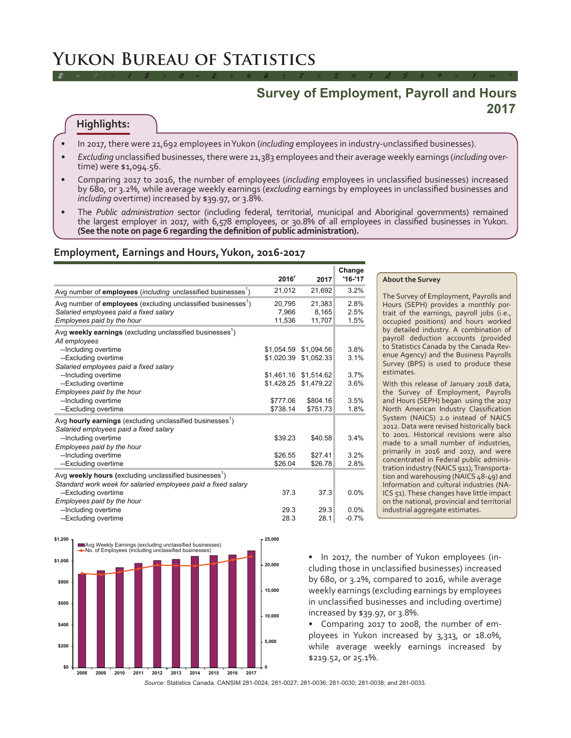# Yukon Bureau of Statistics

## Survey of Employment, Payroll and Hours 2017

### Highlights:

- In 2017, there were 21,692 employees in Yukon (*including* employees in industry-unclassified businesses).
- *Excluding* unclassified businesses, there were 21,383 employees and their average weekly earnings (*including* overtime) were $1,094.56.
- Comparing 2017 to 2016, the number of employees (*including* employees in unclassified businesses) increased by 680, or 3.2%, while average weekly earnings (*excluding* earnings by employees in unclassified businesses and *including* overtime) increased by $39.97, or 3.8%.
- The *Public administration* sector (including federal, territorial, municipal and Aboriginal governments) remained the largest employer in 2017, with 6,578 employees, or 30.8% of all employees in classified businesses in Yukon. **(See the note on page 6 regarding the definition of public administration).**

### Employment, Earnings and Hours, Yukon, 2016-2017

| | 2016[r] | 2017 | Change '16-'17 |
|---|---|---|---|
| Avg number of **employees** (*including* unclassified businesses[1]) | 21,012 | 21,692 | 3.2% |
| Avg number of **employees** (excluding unclassified businesses[1]) | 20,795 | 21,383 | 2.8% |
| *Salaried employees paid a fixed salary* | 7,966 | 8,165 | 2.5% |
| *Employees paid by the hour* | 11,536 | 11,707 | 1.5% |
| Avg **weekly earnings** (excluding unclassified businesses[1]) | | | |
| *All employees* | | | |
| --Including overtime | $1,054.59 | $1,094.56 | 3.8% |
| --Excluding overtime | $1,020.39 | $1,052.33 | 3.1% |
| *Salaried employees paid a fixed salary* | | | |
| --Including overtime | $1,461.16 | $1,514.62 | 3.7% |
| --Excluding overtime | $1,428.25 | $1,479.22 | 3.6% |
| *Employees paid by the hour* | | | |
| --Including overtime | $777.06 | $804.16 | 3.5% |
| --Excluding overtime | $738.14 | $751.73 | 1.8% |
| Avg **hourly earnings** (excluding unclassified businesses[1]) | | | |
| *Salaried employees paid a fixed salary* | | | |
| --Including overtime | $39.23 | $40.58 | 3.4% |
| *Employees paid by the hour* | | | |
| --Including overtime | $26.55 | $27.41 | 3.2% |
| --Excluding overtime | $26.04 | $26.78 | 2.8% |
| Avg **weekly hours** (excluding unclassified businesses[1]) | | | |
| *Standard work week for salaried employees paid a fixed salary* | | | |
| --Excluding overtime | 37.3 | 37.3 | 0.0% |
| *Employees paid by the hour* | | | |
| --Including overtime | 29.3 | 29.3 | 0.0% |
| --Excluding overtime | 28.3 | 28.1 | -0.7% |

**About the Survey**

The Survey of Employment, Payrolls and Hours (SEPH) provides a monthly portrait of the earnings, payroll jobs (i.e., occupied positions) and hours worked by detailed industry. A combination of payroll deduction accounts (provided to Statistics Canada by the Canada Revenue Agency) and the Business Payrolls Survey (BPS) is used to produce these estimates.

With this release of January 2018 data, the Survey of Employment, Payrolls and Hours (SEPH) began using the 2017 North American Industry Classification System (NAICS) 2.0 instead of NAICS 2012. Data were revised historically back to 2001. Historical revisions were also made to a small number of industries, primarily in 2016 and 2017, and were concentrated in Federal public administration industry (NAICS 911), Transportation and warehousing (NAICS 48-49) and Information and cultural industries (NAICS 51). These changes have little impact on the national, provincial and territorial industrial aggregate estimates.

- In 2017, the number of Yukon employees (including those in unclassified businesses) increased by 680, or 3.2%, compared to 2016, while average weekly earnings (excluding earnings by employees in unclassified businesses and including overtime) increased by $39.97, or 3.8%.
- Comparing 2017 to 2008, the number of employees in Yukon increased by 3,313, or 18.0%, while average weekly earnings increased by $219.52, or 25.1%.

*Source*: Statistics Canada. CANSIM 281-0024; 281-0027; 281-0036; 281-0030; 281-0038; and 281-0033.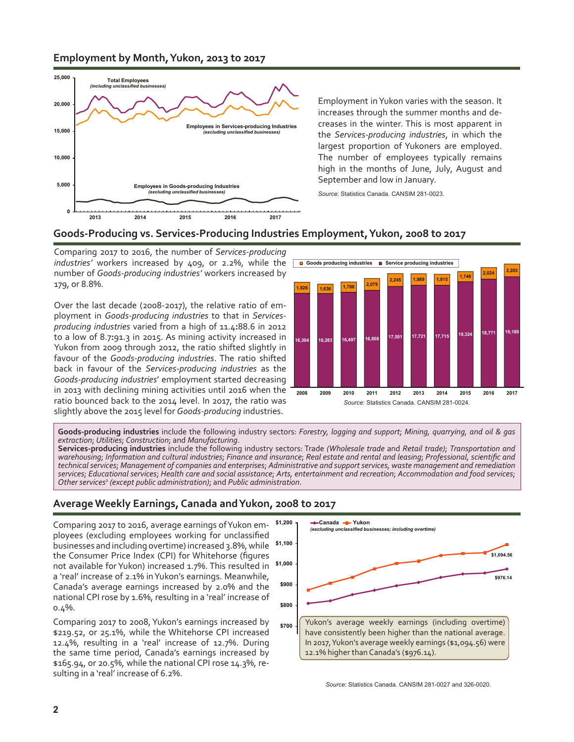## Employment by Month, Yukon, 2013 to 2017

Employment in Yukon varies with the season. It increases through the summer months and decreases in the winter. This is most apparent in the *Services-producing industries*, in which the largest proportion of Yukoners are employed. The number of employees typically remains high in the months of June, July, August and September and low in January.

*Source*: Statistics Canada. CANSIM 281-0023.

## Goods-Producing vs. Services-Producing Industries Employment, Yukon, 2008 to 2017

Comparing 2017 to 2016, the number of *Services-producing industries'* workers increased by 409, or 2.2%, while the number of *Goods-producing industries'* workers increased by 179, or 8.8%.

Over the last decade (2008-2017), the relative ratio of employment in *Goods-producing industries* to that in *Services-producing industries* varied from a high of 11.4:88.6 in 2012 to a low of 8.7:91.3 in 2015. As mining activity increased in Yukon from 2009 through 2012, the ratio shifted slightly in favour of the *Goods-producing industries*. The ratio shifted back in favour of the *Services-producing industries* as the *Goods-producing industries*' employment started decreasing in 2013 with declining mining activities until 2016 when the ratio bounced back to the 2014 level. In 2017, the ratio was slightly above the 2015 level for *Goods-producing* industries.

| Year | Goods producing industries | Service producing industries |
|---|---|---|
| 2008 | 1,926 | 16,304 |
| 2009 | 1,636 | 16,283 |
| 2010 | 1,780 | 16,497 |
| 2011 | 2,079 | 16,808 |
| 2012 | 2,245 | 17,501 |
| 2013 | 1,989 | 17,721 |
| 2014 | 1,915 | 17,715 |
| 2015 | 1,748 | 18,324 |
| 2016 | 2,024 | 18,771 |
| 2017 | 2,203 | 19,180 |

*Source*: Statistics Canada. CANSIM 281-0024.

**Goods-producing industries** include the following industry sectors: *Forestry, logging and support*; *Mining, quarrying, and oil & gas extraction*; *Utilities*; *Construction*; and *Manufacturing*.
**Services-producing industries** include the following industry sectors: Trade *(Wholesale trade* and *Retail trade)*; *Transportation and warehousing*; *Information and cultural industries*; *Finance and insurance*; *Real estate and rental and leasing*; *Professional, scientific and technical services*; *Management of companies and enterprises*; *Administrative and support services, waste management and remediation services*; *Educational services*; *Health care and social assistance*; *Arts, entertainment and recreation*; *Accommodation and food services*; *Other services*[2] *(except public administration)*; and *Public administration*.

## Average Weekly Earnings, Canada and Yukon, 2008 to 2017

Comparing 2017 to 2016, average earnings of Yukon employees (excluding employees working for unclassified businesses and including overtime) increased 3.8%, while the Consumer Price Index (CPI) for Whitehorse (figures not available for Yukon) increased 1.7%. This resulted in a 'real' increase of 2.1% in Yukon's earnings. Meanwhile, Canada's average earnings increased by 2.0% and the national CPI rose by 1.6%, resulting in a 'real' increase of 0.4%.

Comparing 2017 to 2008, Yukon's earnings increased by $219.52, or 25.1%, while the Whitehorse CPI increased 12.4%, resulting in a 'real' increase of 12.7%. During the same time period, Canada's earnings increased by $165.94, or 20.5%, while the national CPI rose 14.3%, resulting in a 'real' increase of 6.2%.

Yukon's average weekly earnings (including overtime) have consistently been higher than the national average. In 2017, Yukon's average weekly earnings ($1,094.56) were 12.1% higher than Canada's ($976.14).

*Source*: Statistics Canada. CANSIM 281-0027 and 326-0020.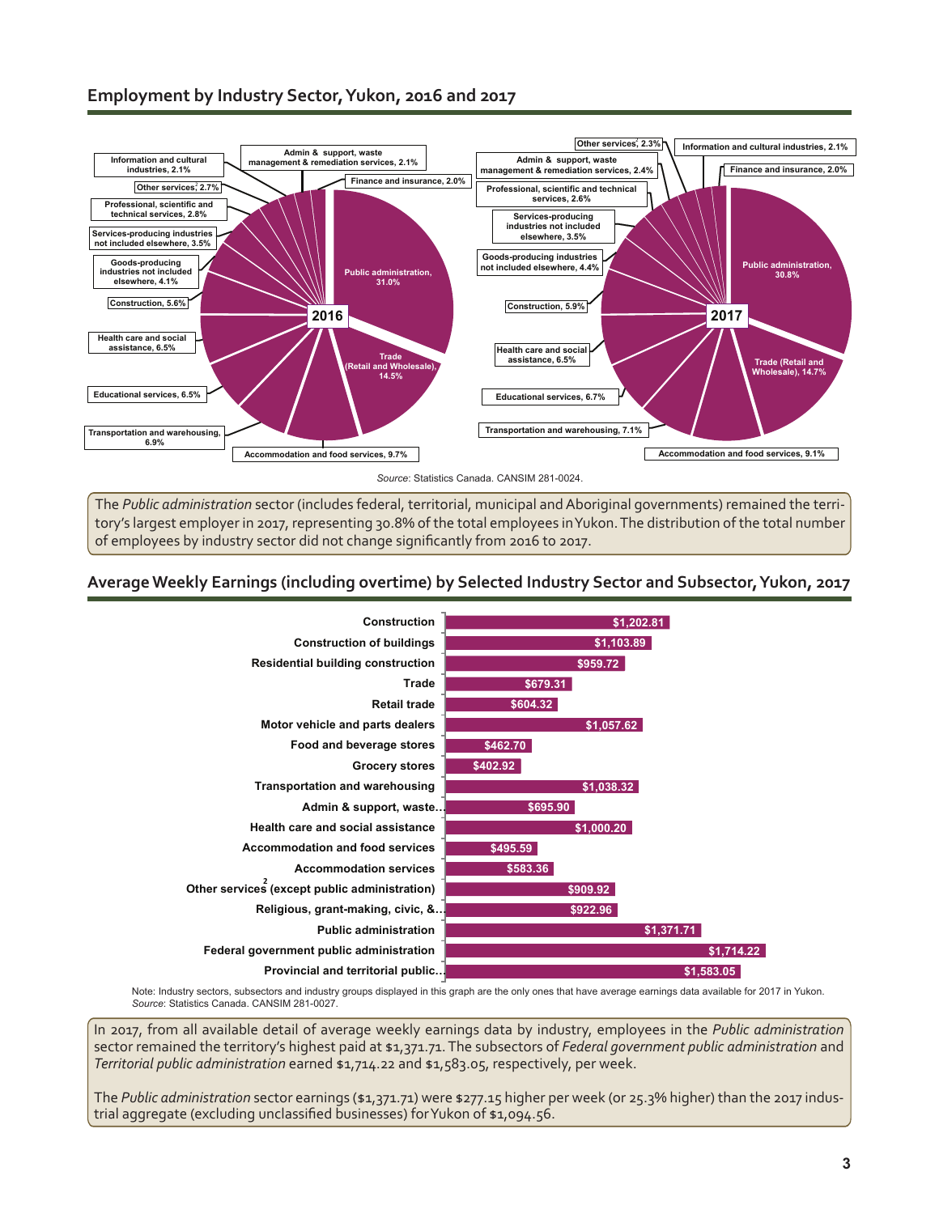## Employment by Industry Sector, Yukon, 2016 and 2017

| Industry sector | 2016 | 2017 |
|---|---|---|
| Public administration | 31.0% | 30.8% |
| Trade (Retail and Wholesale) | 14.5% | 14.7% |
| Accommodation and food services | 9.7% | 9.1% |
| Transportation and warehousing | 6.9% | 7.1% |
| Educational services | 6.5% | 6.7% |
| Health care and social assistance | 6.5% | 6.5% |
| Construction | 5.6% | 5.9% |
| Goods-producing industries not included elsewhere | 4.1% | 4.4% |
| Services-producing industries not included elsewhere | 3.5% | 3.5% |
| Professional, scientific and technical services | 2.8% | 2.6% |
| Other services[2] | 2.7% | 2.3% |
| Admin & support, waste management & remediation services | 2.1% | 2.4% |
| Information and cultural industries | 2.1% | 2.1% |
| Finance and insurance | 2.0% | 2.0% |

*Source*: Statistics Canada. CANSIM 281-0024.

The *Public administration* sector (includes federal, territorial, municipal and Aboriginal governments) remained the territory's largest employer in 2017, representing 30.8% of the total employees in Yukon. The distribution of the total number of employees by industry sector did not change significantly from 2016 to 2017.

## Average Weekly Earnings (including overtime) by Selected Industry Sector and Subsector, Yukon, 2017

| Industry sector / subsector | Average weekly earnings |
|---|---|
| Construction | $1,202.81 |
| Construction of buildings | $1,103.89 |
| Residential building construction | $959.72 |
| Trade | $679.31 |
| Retail trade | $604.32 |
| Motor vehicle and parts dealers | $1,057.62 |
| Food and beverage stores | $462.70 |
| Grocery stores | $402.92 |
| Transportation and warehousing | $1,038.32 |
| Admin & support, waste... | $695.90 |
| Health care and social assistance | $1,000.20 |
| Accommodation and food services | $495.59 |
| Accommodation services | $583.36 |
| Other services[2] (except public administration) | $909.92 |
| Religious, grant-making, civic, &... | $922.96 |
| Public administration | $1,371.71 |
| Federal government public administration | $1,714.22 |
| Provincial and territorial public... | $1,583.05 |

Note: Industry sectors, subsectors and industry groups displayed in this graph are the only ones that have average earnings data available for 2017 in Yukon.
*Source*: Statistics Canada. CANSIM 281-0027.

In 2017, from all available detail of average weekly earnings data by industry, employees in the *Public administration* sector remained the territory's highest paid at $1,371.71. The subsectors of *Federal government public administration* and *Territorial public administration* earned $1,714.22 and $1,583.05, respectively, per week.

The *Public administration* sector earnings ($1,371.71) were $277.15 higher per week (or 25.3% higher) than the 2017 industrial aggregate (excluding unclassified businesses) for Yukon of $1,094.56.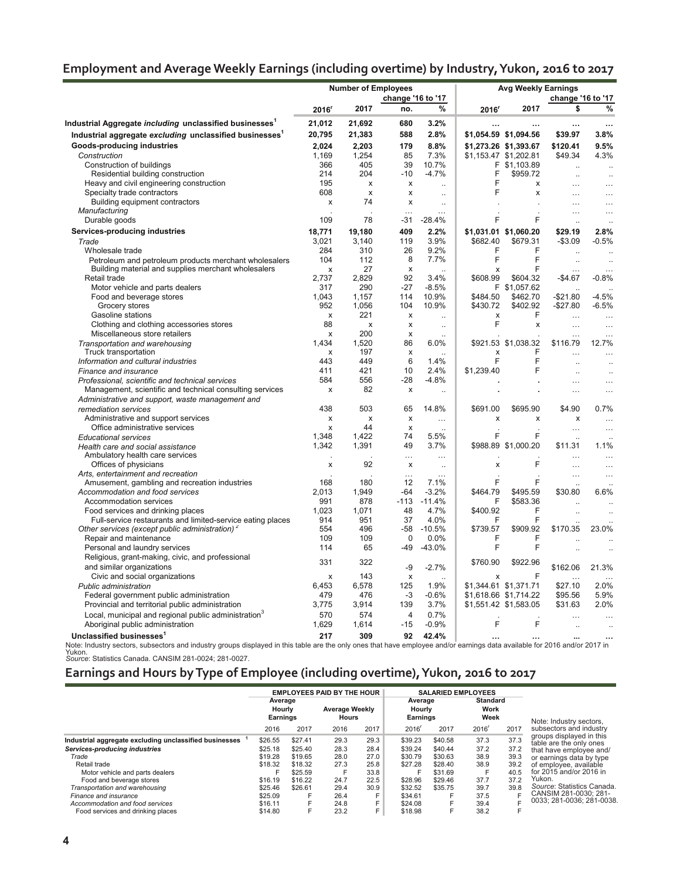## Employment and Average Weekly Earnings (including overtime) by Industry, Yukon, 2016 to 2017

| | Number of Employees | | | | Avg Weekly Earnings | | | |
|---|---|---|---|---|---|---|---|---|
| | | | change '16 to '17 | | | | change '16 to '17 | |
| | 2016r | 2017 | no. | % | 2016r | 2017 | $ | % |
| **Industrial Aggregate *including* unclassified businesses[1]** | 21,012 | 21,692 | 680 | 3.2% | … | … | … | … |
| **Industrial aggregate *excluding* unclassified businesses[1]** | 20,795 | 21,383 | 588 | 2.8% | $1,054.59 | $1,094.56 | $39.97 | 3.8% |
| **Goods-producing industries** | 2,024 | 2,203 | 179 | 8.8% | $1,273.26 | $1,393.67 | $120.41 | 9.5% |
| *Construction* | 1,169 | 1,254 | 85 | 7.3% | $1,153.47 | $1,202.81 | $49.34 | 4.3% |
| Construction of buildings | 366 | 405 | 39 | 10.7% | F | $1,103.89 | .. | .. |
| Residential building construction | 214 | 204 | -10 | -4.7% | F | $959.72 | .. | .. |
| Heavy and civil engineering construction | 195 | x | x | .. | F | x | … | … |
| Specialty trade contractors | 608 | x | x | .. | F | x | … | … |
| Building equipment contractors | x | 74 | x | .. | . | . | … | … |
| *Manufacturing* | . | . | … | … | . | . | … | … |
| Durable goods | 109 | 78 | -31 | -28.4% | F | F | .. | .. |
| **Services-producing industries** | 18,771 | 19,180 | 409 | 2.2% | $1,031.01 | $1,060.20 | $29.19 | 2.8% |
| *Trade* | 3,021 | 3,140 | 119 | 3.9% | $682.40 | $679.31 | -$3.09 | -0.5% |
| Wholesale trade | 284 | 310 | 26 | 9.2% | F | F | .. | .. |
| Petroleum and petroleum products merchant wholesalers | 104 | 112 | 8 | 7.7% | F | F | .. | .. |
| Building material and supplies merchant wholesalers | x | 27 | x | .. | x | F | … | … |
| Retail trade | 2,737 | 2,829 | 92 | 3.4% | $608.99 | $604.32 | -$4.67 | -0.8% |
| Motor vehicle and parts dealers | 317 | 290 | -27 | -8.5% | F | $1,057.62 | .. | .. |
| Food and beverage stores | 1,043 | 1,157 | 114 | 10.9% | $484.50 | $462.70 | -$21.80 | -4.5% |
| Grocery stores | 952 | 1,056 | 104 | 10.9% | $430.72 | $402.92 | -$27.80 | -6.5% |
| Gasoline stations | x | 221 | x | .. | x | F | … | … |
| Clothing and clothing accessories stores | 88 | x | x | .. | F | x | … | … |
| Miscellaneous store retailers | x | 200 | x | .. | . | . | … | … |
| *Transportation and warehousing* | 1,434 | 1,520 | 86 | 6.0% | $921.53 | $1,038.32 | $116.79 | 12.7% |
| Truck transportation | x | 197 | x | .. | x | F | … | … |
| *Information and cultural industries* | 443 | 449 | 6 | 1.4% | F | F | .. | .. |
| *Finance and insurance* | 411 | 421 | 10 | 2.4% | $1,239.40 | F | .. | .. |
| *Professional, scientific and technical services* | 584 | 556 | -28 | -4.8% | . | . | … | … |
| Management, scientific and technical consulting services | x | 82 | x | .. | . | . | … | … |
| *Administrative and support, waste management and remediation services* | 438 | 503 | 65 | 14.8% | $691.00 | $695.90 | $4.90 | 0.7% |
| Administrative and support services | x | x | x | … | x | x | x | … |
| Office administrative services | x | 44 | x | .. | . | . | … | … |
| *Educational services* | 1,348 | 1,422 | 74 | 5.5% | F | F | .. | .. |
| *Health care and social assistance* | 1,342 | 1,391 | 49 | 3.7% | $988.89 | $1,000.20 | $11.31 | 1.1% |
| Ambulatory health care services | . | . | … | … | . | . | … | … |
| Offices of physicians | x | 92 | x | .. | x | F | … | … |
| *Arts, entertainment and recreation* | . | . | … | … | . | . | … | … |
| Amusement, gambling and recreation industries | 168 | 180 | 12 | 7.1% | F | F | .. | .. |
| *Accommodation and food services* | 2,013 | 1,949 | -64 | -3.2% | $464.79 | $495.59 | $30.80 | 6.6% |
| Accommodation services | 991 | 878 | -113 | -11.4% | F | $583.36 | .. | .. |
| Food services and drinking places | 1,023 | 1,071 | 48 | 4.7% | $400.92 | F | .. | .. |
| Full-service restaurants and limited-service eating places | 914 | 951 | 37 | 4.0% | F | F | .. | .. |
| *Other services (except public administration)[2]* | 554 | 496 | -58 | -10.5% | $739.57 | $909.92 | $170.35 | 23.0% |
| Repair and maintenance | 109 | 109 | 0 | 0.0% | F | F | .. | .. |
| Personal and laundry services | 114 | 65 | -49 | -43.0% | F | F | .. | .. |
| Religious, grant-making, civic, and professional and similar organizations | 331 | 322 | -9 | -2.7% | $760.90 | $922.96 | $162.06 | 21.3% |
| Civic and social organizations | x | 143 | x | .. | x | F | … | … |
| *Public administration* | 6,453 | 6,578 | 125 | 1.9% | $1,344.61 | $1,371.71 | $27.10 | 2.0% |
| Federal government public administration | 479 | 476 | -3 | -0.6% | $1,618.66 | $1,714.22 | $95.56 | 5.9% |
| Provincial and territorial public administration | 3,775 | 3,914 | 139 | 3.7% | $1,551.42 | $1,583.05 | $31.63 | 2.0% |
| Local, municipal and regional public administration[3] | 570 | 574 | 4 | 0.7% | . | . | … | … |
| Aboriginal public administration | 1,629 | 1,614 | -15 | -0.9% | F | F | .. | .. |
| **Unclassified businesses[1]** | 217 | 309 | 92 | 42.4% | … | … | ... | … |

Note: Industry sectors, subsectors and industry groups displayed in this table are the only ones that have employee and/or earnings data available for 2016 and/or 2017 in Yukon.
*Source*: Statistics Canada. CANSIM 281-0024; 281-0027.

## Earnings and Hours by Type of Employee (including overtime), Yukon, 2016 to 2017

| | EMPLOYEES PAID BY THE HOUR | | | | SALARIED EMPLOYEES | | | |
|---|---|---|---|---|---|---|---|---|
| | Average Hourly Earnings | | Average Weekly Hours | | Average Hourly Earnings | | Standard Work Week | |
| | 2016 | 2017 | 2016 | 2017 | 2016r | 2017 | 2016r | 2017 |
| **Industrial aggregate excluding unclassified businesses[1]** | $26.55 | $27.41 | 29.3 | 29.3 | $39.23 | $40.58 | 37.3 | 37.3 |
| ***Services-producing industries*** | $25.18 | $25.40 | 28.3 | 28.4 | $39.24 | $40.44 | 37.2 | 37.2 |
| *Trade* | $19.28 | $19.65 | 28.0 | 27.0 | $30.79 | $30.63 | 38.9 | 39.3 |
| Retail trade | $18.32 | $18.32 | 27.3 | 25.8 | $27.28 | $28.40 | 38.9 | 39.2 |
| Motor vehicle and parts dealers | F | $25.59 | F | 33.8 | F | $31.69 | F | 40.5 |
| Food and beverage stores | $16.19 | $16.22 | 24.7 | 22.5 | $28.96 | $29.46 | 37.7 | 37.2 |
| *Transportation and warehousing* | $25.46 | $26.61 | 29.4 | 30.9 | $32.52 | $35.75 | 39.7 | 39.8 |
| *Finance and insurance* | $25.09 | F | 26.4 | F | $34.61 | F | 37.5 | F |
| *Accommodation and food services* | $16.11 | F | 24.8 | F | $24.08 | F | 39.4 | F |
| Food services and drinking places | $14.80 | F | 23.2 | F | $18.98 | F | 38.2 | F |

Note: Industry sectors, subsectors and industry groups displayed in this table are the only ones that have employee and/or earnings data by type of employee, available for 2015 and/or 2016 in Yukon.
*Source*: Statistics Canada. CANSIM 281-0030; 281-0033; 281-0036; 281-0038.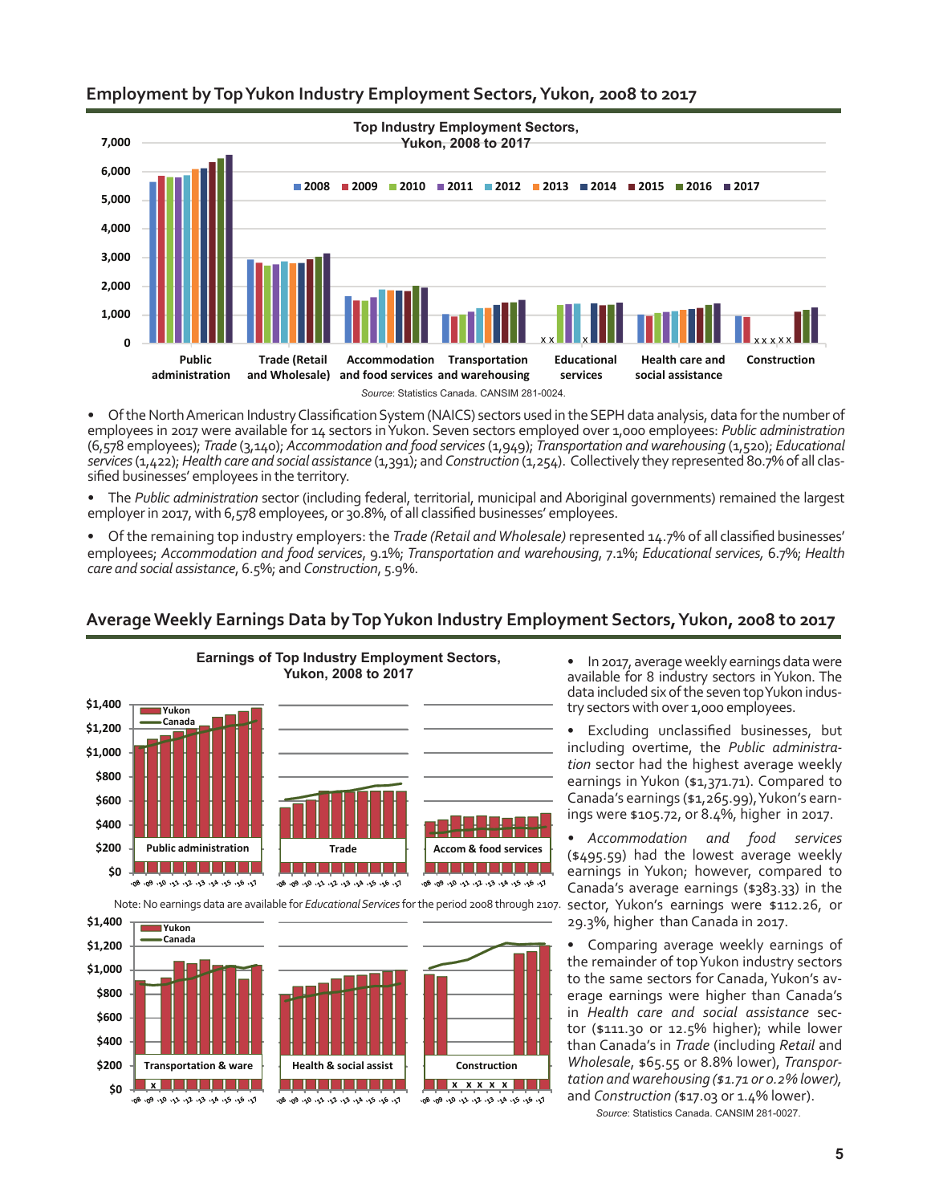## Employment by Top Yukon Industry Employment Sectors, Yukon, 2008 to 2017

**Top Industry Employment Sectors, Yukon, 2008 to 2017**

*Source*: Statistics Canada. CANSIM 281-0024.

- Of the North American Industry Classification System (NAICS) sectors used in the SEPH data analysis, data for the number of employees in 2017 were available for 14 sectors in Yukon. Seven sectors employed over 1,000 employees: *Public administration* (6,578 employees); *Trade* (3,140); *Accommodation and food services* (1,949); *Transportation and warehousing* (1,520); *Educational services* (1,422); *Health care and social assistance* (1,391); and *Construction* (1,254). Collectively they represented 80.7% of all classified businesses' employees in the territory.
- The *Public administration* sector (including federal, territorial, municipal and Aboriginal governments) remained the largest employer in 2017, with 6,578 employees, or 30.8%, of all classified businesses' employees.
- Of the remaining top industry employers: the *Trade (Retail and Wholesale)* represented 14.7% of all classified businesses' employees; *Accommodation and food services*, 9.1%; *Transportation and warehousing*, 7.1%; *Educational services*, 6.7%; *Health care and social assistance*, 6.5%; and *Construction*, 5.9%.

## Average Weekly Earnings Data by Top Yukon Industry Employment Sectors, Yukon, 2008 to 2017

**Earnings of Top Industry Employment Sectors, Yukon, 2008 to 2017**

Note: No earnings data are available for *Educational Services* for the period 2008 through 2107.

- In 2017, average weekly earnings data were available for 8 industry sectors in Yukon. The data included six of the seven top Yukon industry sectors with over 1,000 employees.
- Excluding unclassified businesses, but including overtime, the *Public administration* sector had the highest average weekly earnings in Yukon ($1,371.71). Compared to Canada's earnings ($1,265.99), Yukon's earnings were $105.72, or 8.4%, higher in 2017.
- *Accommodation and food services* ($495.59) had the lowest average weekly earnings in Yukon; however, compared to Canada's average earnings ($383.33) in the sector, Yukon's earnings were $112.26, or 29.3%, higher than Canada in 2017.
- Comparing average weekly earnings of the remainder of top Yukon industry sectors to the same sectors for Canada, Yukon's average earnings were higher than Canada's in *Health care and social assistance* sector ($111.30 or 12.5% higher); while lower than Canada's in *Trade* (including *Retail* and *Wholesale*, $65.55 or 8.8% lower), *Transportation and warehousing ($1.71 or 0.2% lower)*, and *Construction (*$17.03 or 1.4% lower).

*Source*: Statistics Canada. CANSIM 281-0027.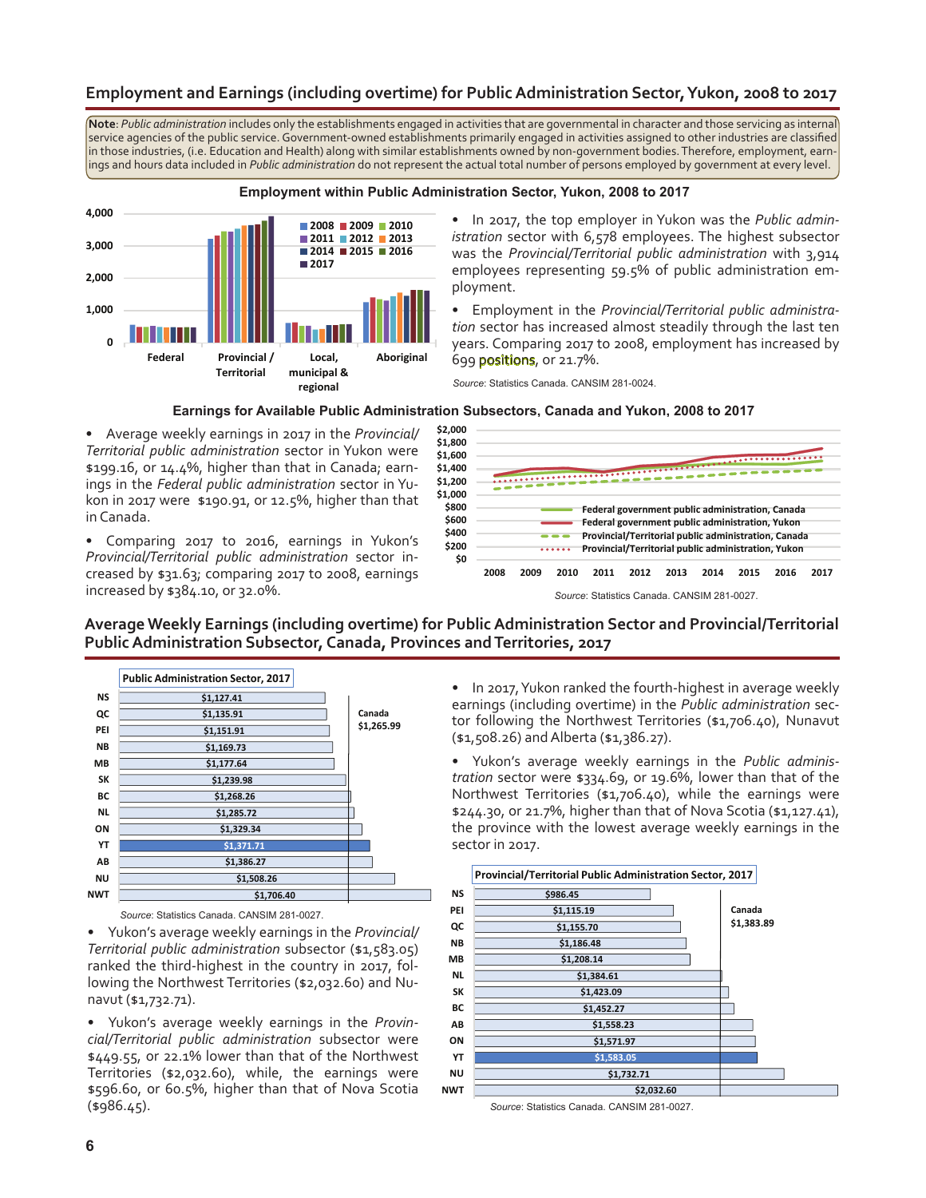## Employment and Earnings (including overtime) for Public Administration Sector, Yukon, 2008 to 2017

**Note**: *Public administration* includes only the establishments engaged in activities that are governmental in character and those servicing as internal service agencies of the public service. Government-owned establishments primarily engaged in activities assigned to other industries are classified in those industries, (i.e. Education and Health) along with similar establishments owned by non-government bodies. Therefore, employment, earnings and hours data included in *Public administration* do not represent the actual total number of persons employed by government at every level.

**Employment within Public Administration Sector, Yukon, 2008 to 2017**

- In 2017, the top employer in Yukon was the *Public administration* sector with 6,578 employees. The highest subsector was the *Provincial/Territorial public administration* with 3,914 employees representing 59.5% of public administration employment.
- Employment in the *Provincial/Territorial public administration* sector has increased almost steadily through the last ten years. Comparing 2017 to 2008, employment has increased by 699 positions, or 21.7%.

*Source*: Statistics Canada. CANSIM 281-0024.

**Earnings for Available Public Administration Subsectors, Canada and Yukon, 2008 to 2017**

- Average weekly earnings in 2017 in the *Provincial/Territorial public administration* sector in Yukon were $199.16, or 14.4%, higher than that in Canada; earnings in the *Federal public administration* sector in Yukon in 2017 were $190.91, or 12.5%, higher than that in Canada.
- Comparing 2017 to 2016, earnings in Yukon's *Provincial/Territorial public administration* sector increased by $31.63; comparing 2017 to 2008, earnings increased by $384.10, or 32.0%.

*Source*: Statistics Canada. CANSIM 281-0027.

## Average Weekly Earnings (including overtime) for Public Administration Sector and Provincial/Territorial Public Administration Subsector, Canada, Provinces and Territories, 2017

**Public Administration Sector, 2017** (Canada $1,265.99)

| Province/Territory | Average Weekly Earnings |
|---|---|
| NS | $1,127.41 |
| QC | $1,135.91 |
| PEI | $1,151.91 |
| NB | $1,169.73 |
| MB | $1,177.64 |
| SK | $1,239.98 |
| BC | $1,268.26 |
| NL | $1,285.72 |
| ON | $1,329.34 |
| YT | $1,371.71 |
| AB | $1,386.27 |
| NU | $1,508.26 |
| NWT | $1,706.40 |

*Source*: Statistics Canada. CANSIM 281-0027.

- In 2017, Yukon ranked the fourth-highest in average weekly earnings (including overtime) in the *Public administration* sector following the Northwest Territories ($1,706.40), Nunavut ($1,508.26) and Alberta ($1,386.27).
- Yukon's average weekly earnings in the *Public administration* sector were $334.69, or 19.6%, lower than that of the Northwest Territories ($1,706.40), while the earnings were $244.30, or 21.7%, higher than that of Nova Scotia ($1,127.41), the province with the lowest average weekly earnings in the sector in 2017.
- Yukon's average weekly earnings in the *Provincial/Territorial public administration* subsector ($1,583.05) ranked the third-highest in the country in 2017, following the Northwest Territories ($2,032.60) and Nunavut ($1,732.71).
- Yukon's average weekly earnings in the *Provincial/Territorial public administration* subsector were $449.55, or 22.1% lower than that of the Northwest Territories ($2,032.60), while the earnings were $596.60, or 60.5%, higher than that of Nova Scotia ($986.45).

**Provincial/Territorial Public Administration Sector, 2017** (Canada $1,383.89)

| Province/Territory | Average Weekly Earnings |
|---|---|
| NS | $986.45 |
| PEI | $1,115.19 |
| QC | $1,155.70 |
| NB | $1,186.48 |
| MB | $1,208.14 |
| NL | $1,384.61 |
| SK | $1,423.09 |
| BC | $1,452.27 |
| AB | $1,558.23 |
| ON | $1,571.97 |
| YT | $1,583.05 |
| NU | $1,732.71 |
| NWT | $2,032.60 |

*Source*: Statistics Canada. CANSIM 281-0027.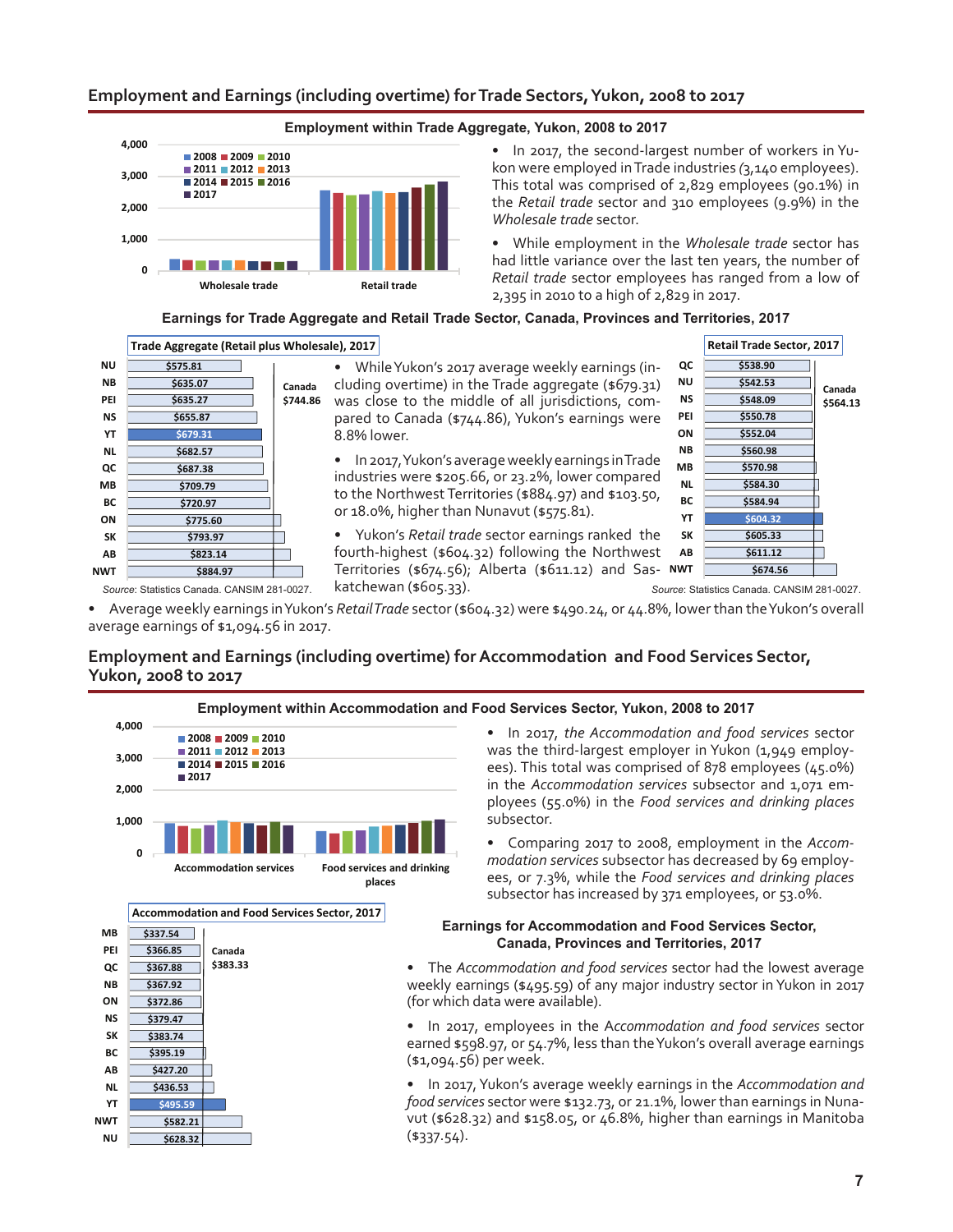## Employment and Earnings (including overtime) for Trade Sectors, Yukon, 2008 to 2017

**Employment within Trade Aggregate, Yukon, 2008 to 2017**

- In 2017, the second-largest number of workers in Yukon were employed in Trade industries (3,140 employees). This total was comprised of 2,829 employees (90.1%) in the *Retail trade* sector and 310 employees (9.9%) in the *Wholesale trade* sector.
- While employment in the *Wholesale trade* sector has had little variance over the last ten years, the number of *Retail trade* sector employees has ranged from a low of 2,395 in 2010 to a high of 2,829 in 2017.

**Earnings for Trade Aggregate and Retail Trade Sector, Canada, Provinces and Territories, 2017**

**Trade Aggregate (Retail plus Wholesale), 2017**

| Jurisdiction | Average weekly earnings |
|---|---|
| NU | $575.81 |
| NB | $635.07 |
| PEI | $635.27 |
| NS | $655.87 |
| YT | $679.31 |
| NL | $682.57 |
| QC | $687.38 |
| MB | $709.79 |
| BC | $720.97 |
| ON | $775.60 |
| SK | $793.97 |
| AB | $823.14 |
| NWT | $884.97 |
| Canada | $744.86 |

*Source*: Statistics Canada. CANSIM 281-0027.

- While Yukon's 2017 average weekly earnings (including overtime) in the Trade aggregate ($679.31) was close to the middle of all jurisdictions, compared to Canada ($744.86), Yukon's earnings were 8.8% lower.
- In 2017, Yukon's average weekly earnings in Trade industries were $205.66, or 23.2%, lower compared to the Northwest Territories ($884.97) and $103.50, or 18.0%, higher than Nunavut ($575.81).
- Yukon's *Retail trade* sector earnings ranked the fourth-highest ($604.32) following the Northwest Territories ($674.56); Alberta ($611.12) and Saskatchewan ($605.33).

**Retail Trade Sector, 2017**

| Jurisdiction | Average weekly earnings |
|---|---|
| QC | $538.90 |
| NU | $542.53 |
| NS | $548.09 |
| PEI | $550.78 |
| ON | $552.04 |
| NB | $560.98 |
| MB | $570.98 |
| NL | $584.30 |
| BC | $584.94 |
| YT | $604.32 |
| SK | $605.33 |
| AB | $611.12 |
| NWT | $674.56 |
| Canada | $564.13 |

*Source*: Statistics Canada. CANSIM 281-0027.

- Average weekly earnings in Yukon's *Retail Trade* sector ($604.32) were $490.24, or 44.8%, lower than the Yukon's overall average earnings of $1,094.56 in 2017.

## Employment and Earnings (including overtime) for Accommodation and Food Services Sector, Yukon, 2008 to 2017

**Employment within Accommodation and Food Services Sector, Yukon, 2008 to 2017**

- In 2017, *the Accommodation and food services* sector was the third-largest employer in Yukon (1,949 employees). This total was comprised of 878 employees (45.0%) in the *Accommodation services* subsector and 1,071 employees (55.0%) in the *Food services and drinking places* subsector.
- Comparing 2017 to 2008, employment in the *Accommodation services* subsector has decreased by 69 employees, or 7.3%, while the *Food services and drinking places* subsector has increased by 371 employees, or 53.0%.

**Accommodation and Food Services Sector, 2017**

| Jurisdiction | Average weekly earnings |
|---|---|
| MB | $337.54 |
| PEI | $366.85 |
| QC | $367.88 |
| NB | $367.92 |
| ON | $372.86 |
| NS | $379.47 |
| SK | $383.74 |
| BC | $395.19 |
| AB | $427.20 |
| NL | $436.53 |
| YT | $495.59 |
| NWT | $582.21 |
| NU | $628.32 |
| Canada | $383.33 |

**Earnings for Accommodation and Food Services Sector, Canada, Provinces and Territories, 2017**

- The *Accommodation and food services* sector had the lowest average weekly earnings ($495.59) of any major industry sector in Yukon in 2017 (for which data were available).
- In 2017, employees in the *Accommodation and food services* sector earned $598.97, or 54.7%, less than the Yukon's overall average earnings ($1,094.56) per week.
- In 2017, Yukon's average weekly earnings in the *Accommodation and food services* sector were $132.73, or 21.1%, lower than earnings in Nunavut ($628.32) and $158.05, or 46.8%, higher than earnings in Manitoba ($337.54).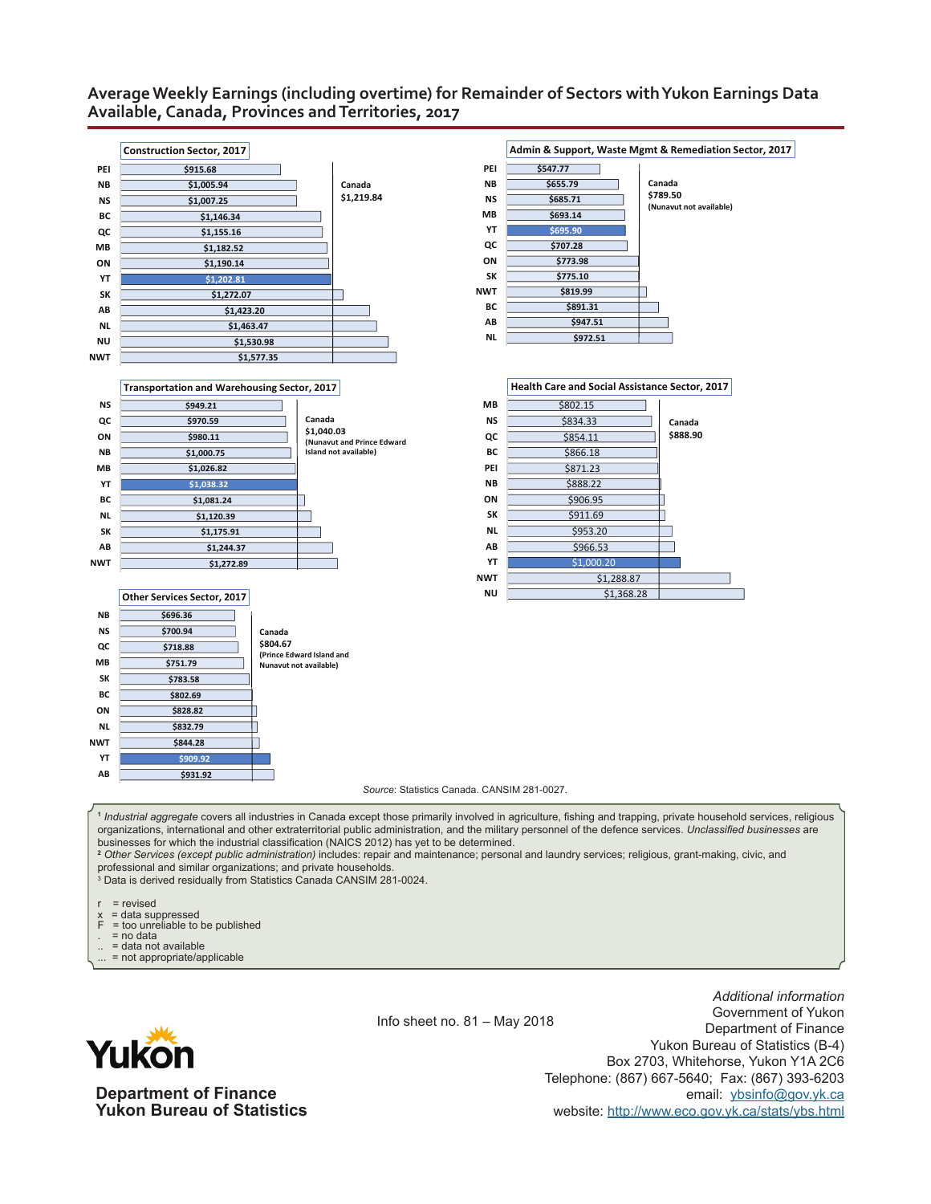## Average Weekly Earnings (including overtime) for Remainder of Sectors with Yukon Earnings Data Available, Canada, Provinces and Territories, 2017

Construction Sector, 2017

PEI $915.68
NB $1,005.94
NS $1,007.25
BC $1,146.34
QC $1,155.16
MB $1,182.52
ON $1,190.14
YT $1,202.81
SK $1,272.07
AB $1,423.20
NL $1,463.47
NU $1,530.98
NWT $1,577.35

Canada $1,219.84

Admin & Support, Waste Mgmt & Remediation Sector, 2017

PEI $547.77
NB $655.79
NS $685.71
MB $693.14
YT $695.90
QC $707.28
ON $773.98
SK $775.10
NWT $819.99
BC $891.31
AB $947.51
NL $972.51

Canada $789.50 (Nunavut not available)

Transportation and Warehousing Sector, 2017

NS $949.21
QC $970.59
ON $980.11
NB $1,000.75
MB $1,026.82
YT $1,038.32
BC $1,081.24
NL $1,120.39
SK $1,175.91
AB $1,244.37
NWT $1,272.89

Canada $1,040.03 (Nunavut and Prince Edward Island not available)

Health Care and Social Assistance Sector, 2017

MB $802.15
NS $834.33
QC $854.11
BC $866.18
PEI $871.23
NB $888.22
ON $906.95
SK $911.69
NL $953.20
AB $966.53
YT $1,000.20
NWT $1,288.87
NU $1,368.28

Canada $888.90

Other Services Sector, 2017

NB $696.36
NS $700.94
QC $718.88
MB $751.79
SK $783.58
BC $802.69
ON $828.82
NL $832.79
NWT $844.28
YT $909.92
AB $931.92

Canada $804.67 (Prince Edward Island and Nunavut not available)

*Source*: Statistics Canada. CANSIM 281-0027.

[1] *Industrial aggregate* covers all industries in Canada except those primarily involved in agriculture, fishing and trapping, private household services, religious organizations, international and other extraterritorial public administration, and the military personnel of the defence services. *Unclassified businesses* are businesses for which the industrial classification (NAICS 2012) has yet to be determined.
[2] *Other Services (except public administration)* includes: repair and maintenance; personal and laundry services; religious, grant-making, civic, and professional and similar organizations; and private households.
[3] Data is derived residually from Statistics Canada CANSIM 281-0024.

r = revised
x = data suppressed
F = too unreliable to be published
. = no data
.. = data not available
... = not appropriate/applicable

Info sheet no. 81 – May 2018

*Additional information*
Government of Yukon
Department of Finance
Yukon Bureau of Statistics (B-4)
Box 2703, Whitehorse, Yukon Y1A 2C6
Telephone: (867) 667-5640; Fax: (867) 393-6203
email: ybsinfo@gov.yk.ca
website: http://www.eco.gov.yk.ca/stats/ybs.html

Yukon

**Department of Finance**
**Yukon Bureau of Statistics**